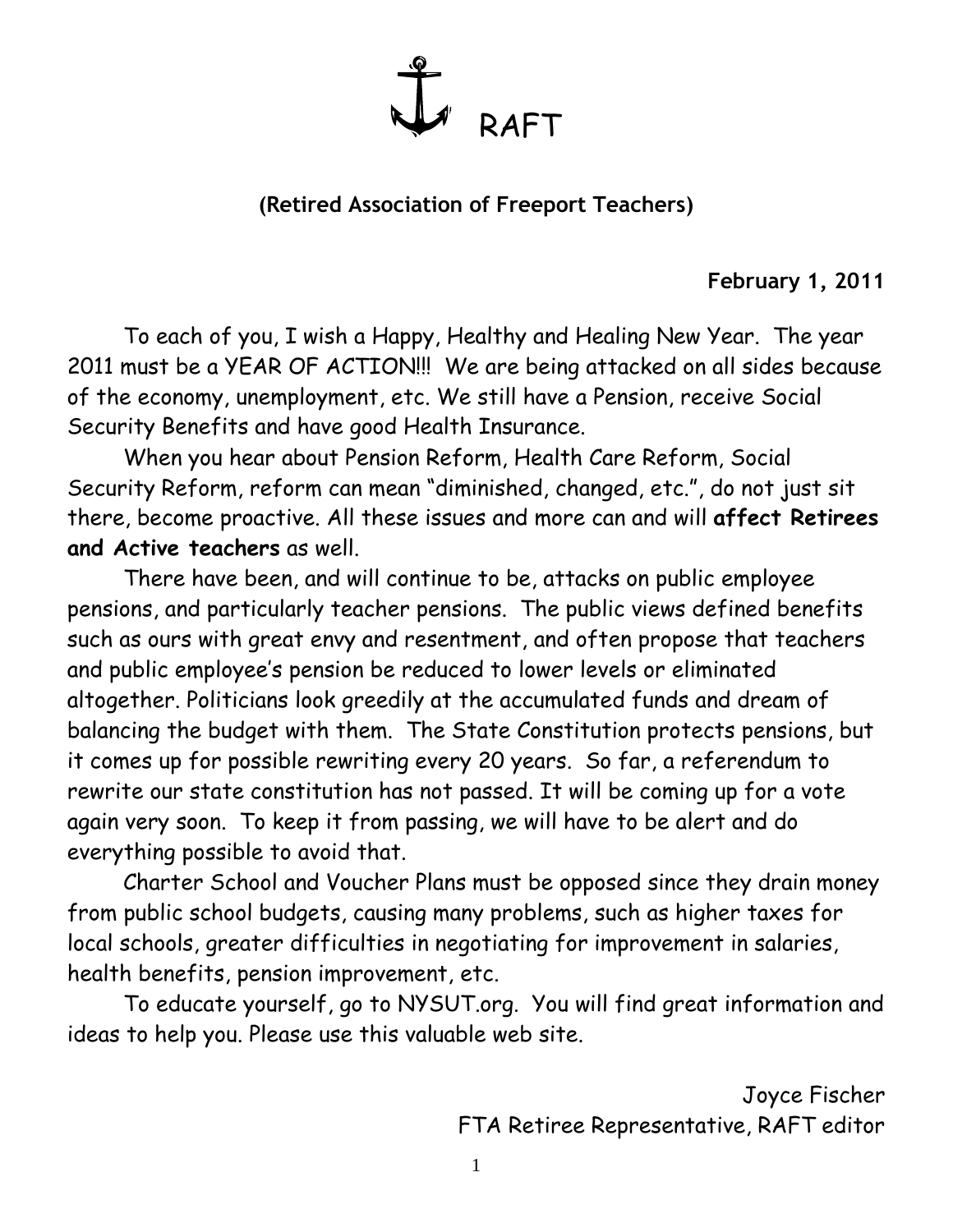# RAFT

**(Retired Association of Freeport Teachers)**

**February 1, 2011**

To each of you, I wish a Happy, Healthy and Healing New Year. The year 2011 must be a YEAR OF ACTION!!! We are being attacked on all sides because of the economy, unemployment, etc. We still have a Pension, receive Social Security Benefits and have good Health Insurance.

When you hear about Pension Reform, Health Care Reform, Social Security Reform, reform can mean "diminished, changed, etc.", do not just sit there, become proactive. All these issues and more can and will **affect Retirees and Active teachers** as well.

There have been, and will continue to be, attacks on public employee pensions, and particularly teacher pensions. The public views defined benefits such as ours with great envy and resentment, and often propose that teachers and public employee's pension be reduced to lower levels or eliminated altogether. Politicians look greedily at the accumulated funds and dream of balancing the budget with them. The State Constitution protects pensions, but it comes up for possible rewriting every 20 years. So far, a referendum to rewrite our state constitution has not passed. It will be coming up for a vote again very soon. To keep it from passing, we will have to be alert and do everything possible to avoid that.

Charter School and Voucher Plans must be opposed since they drain money from public school budgets, causing many problems, such as higher taxes for local schools, greater difficulties in negotiating for improvement in salaries, health benefits, pension improvement, etc.

To educate yourself, go to NYSUT.org. You will find great information and ideas to help you. Please use this valuable web site.

Joyce Fischer
FTA Retiree Representative, RAFT editor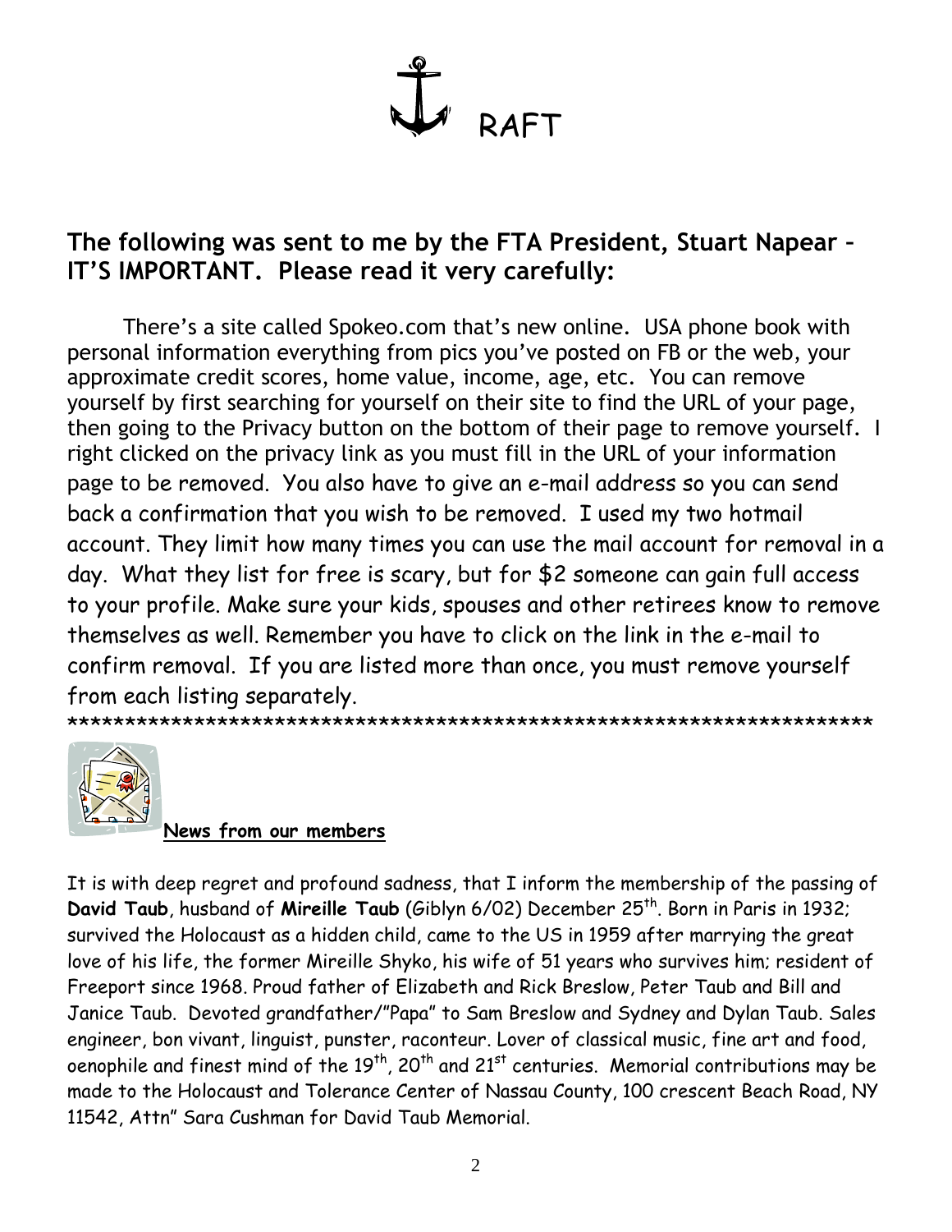RAFT

## The following was sent to me by the FTA President, Stuart Napear – IT'S IMPORTANT. Please read it very carefully:

There's a site called Spokeo.com that's new online. USA phone book with personal information everything from pics you've posted on FB or the web, your approximate credit scores, home value, income, age, etc. You can remove yourself by first searching for yourself on their site to find the URL of your page, then going to the Privacy button on the bottom of their page to remove yourself. I right clicked on the privacy link as you must fill in the URL of your information page to be removed. You also have to give an e-mail address so you can send back a confirmation that you wish to be removed. I used my two hotmail account. They limit how many times you can use the mail account for removal in a day. What they list for free is scary, but for $2 someone can gain full access to your profile. Make sure your kids, spouses and other retirees know to remove themselves as well. Remember you have to click on the link in the e-mail to confirm removal. If you are listed more than once, you must remove yourself from each listing separately.

***********************************************************************

**News from our members**

It is with deep regret and profound sadness, that I inform the membership of the passing of **David Taub**, husband of **Mireille Taub** (Giblyn 6/02) December 25th. Born in Paris in 1932; survived the Holocaust as a hidden child, came to the US in 1959 after marrying the great love of his life, the former Mireille Shyko, his wife of 51 years who survives him; resident of Freeport since 1968. Proud father of Elizabeth and Rick Breslow, Peter Taub and Bill and Janice Taub. Devoted grandfather/"Papa" to Sam Breslow and Sydney and Dylan Taub. Sales engineer, bon vivant, linguist, punster, raconteur. Lover of classical music, fine art and food, oenophile and finest mind of the 19th, 20th and 21st centuries. Memorial contributions may be made to the Holocaust and Tolerance Center of Nassau County, 100 crescent Beach Road, NY 11542, Attn" Sara Cushman for David Taub Memorial.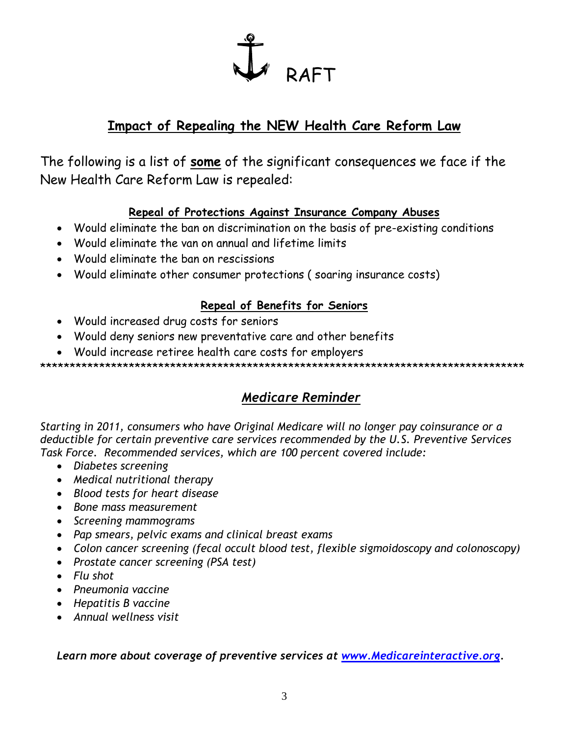RAFT

## Impact of Repealing the NEW Health Care Reform Law

The following is a list of **some** of the significant consequences we face if the New Health Care Reform Law is repealed:

### Repeal of Protections Against Insurance Company Abuses

- Would eliminate the ban on discrimination on the basis of pre-existing conditions
- Would eliminate the van on annual and lifetime limits
- Would eliminate the ban on rescissions
- Would eliminate other consumer protections ( soaring insurance costs)

### Repeal of Benefits for Seniors

- Would increased drug costs for seniors
- Would deny seniors new preventative care and other benefits
- Would increase retiree health care costs for employers

*********************************************************************************

## *Medicare Reminder*

*Starting in 2011, consumers who have Original Medicare will no longer pay coinsurance or a deductible for certain preventive care services recommended by the U.S. Preventive Services Task Force. Recommended services, which are 100 percent covered include:*

- *Diabetes screening*
- *Medical nutritional therapy*
- *Blood tests for heart disease*
- *Bone mass measurement*
- *Screening mammograms*
- *Pap smears, pelvic exams and clinical breast exams*
- *Colon cancer screening (fecal occult blood test, flexible sigmoidoscopy and colonoscopy)*
- *Prostate cancer screening (PSA test)*
- *Flu shot*
- *Pneumonia vaccine*
- *Hepatitis B vaccine*
- *Annual wellness visit*

***Learn more about coverage of preventive services at [www.Medicareinteractive.org](http://www.Medicareinteractive.org).***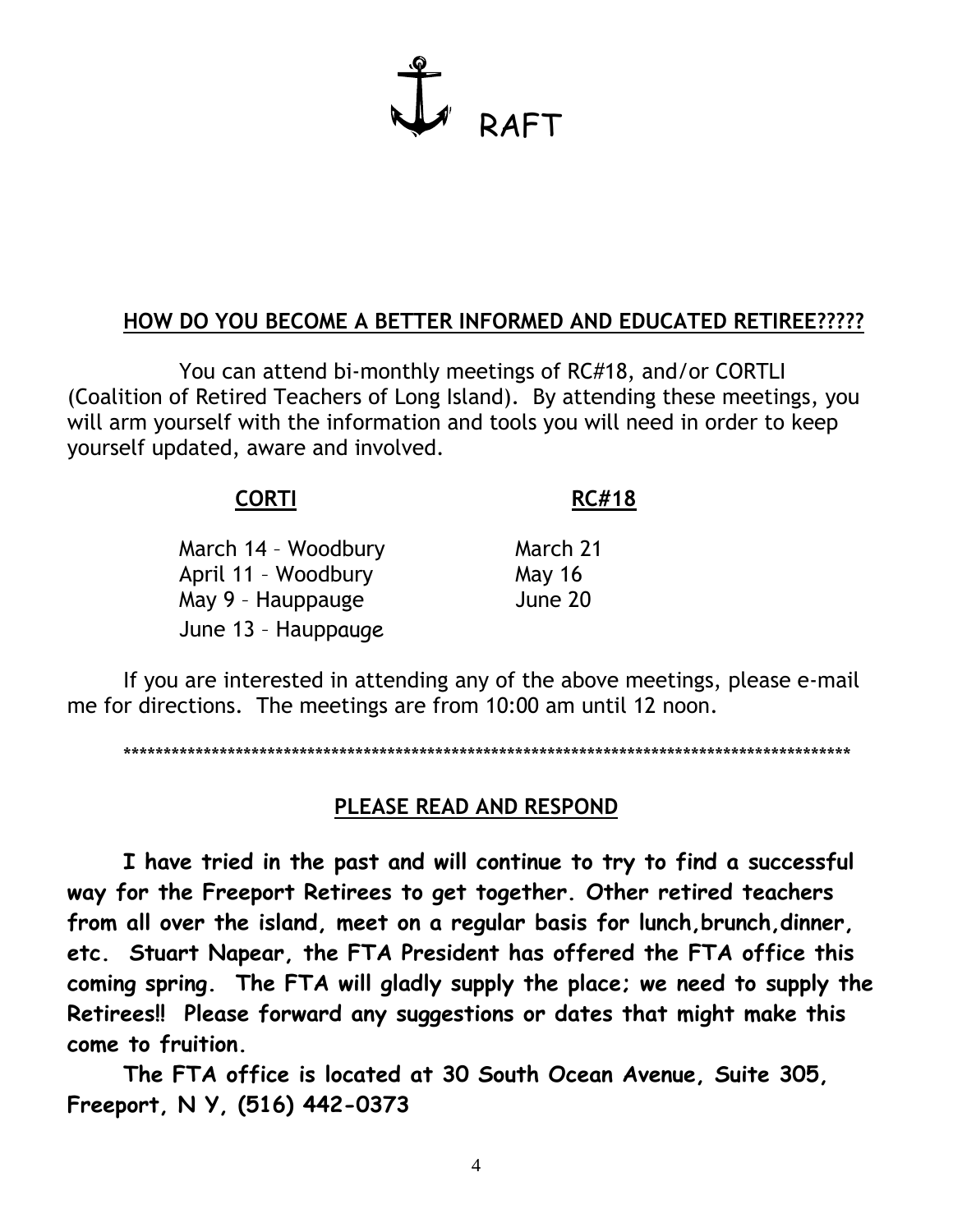# RAFT

## HOW DO YOU BECOME A BETTER INFORMED AND EDUCATED RETIREE?????

You can attend bi-monthly meetings of RC#18, and/or CORTLI (Coalition of Retired Teachers of Long Island). By attending these meetings, you will arm yourself with the information and tools you will need in order to keep yourself updated, aware and involved.

| CORTI | RC#18 |
|---|---|
| March 14 – Woodbury | March 21 |
| April 11 – Woodbury | May 16 |
| May 9 – Hauppauge | June 20 |
| June 13 – Hauppauge | |

If you are interested in attending any of the above meetings, please e-mail me for directions. The meetings are from 10:00 am until 12 noon.

*********************************************************************************************

## PLEASE READ AND RESPOND

**I have tried in the past and will continue to try to find a successful way for the Freeport Retirees to get together. Other retired teachers from all over the island, meet on a regular basis for lunch,brunch,dinner, etc. Stuart Napear, the FTA President has offered the FTA office this coming spring. The FTA will gladly supply the place; we need to supply the Retirees!! Please forward any suggestions or dates that might make this come to fruition.**

**The FTA office is located at 30 South Ocean Avenue, Suite 305, Freeport, N Y, (516) 442-0373**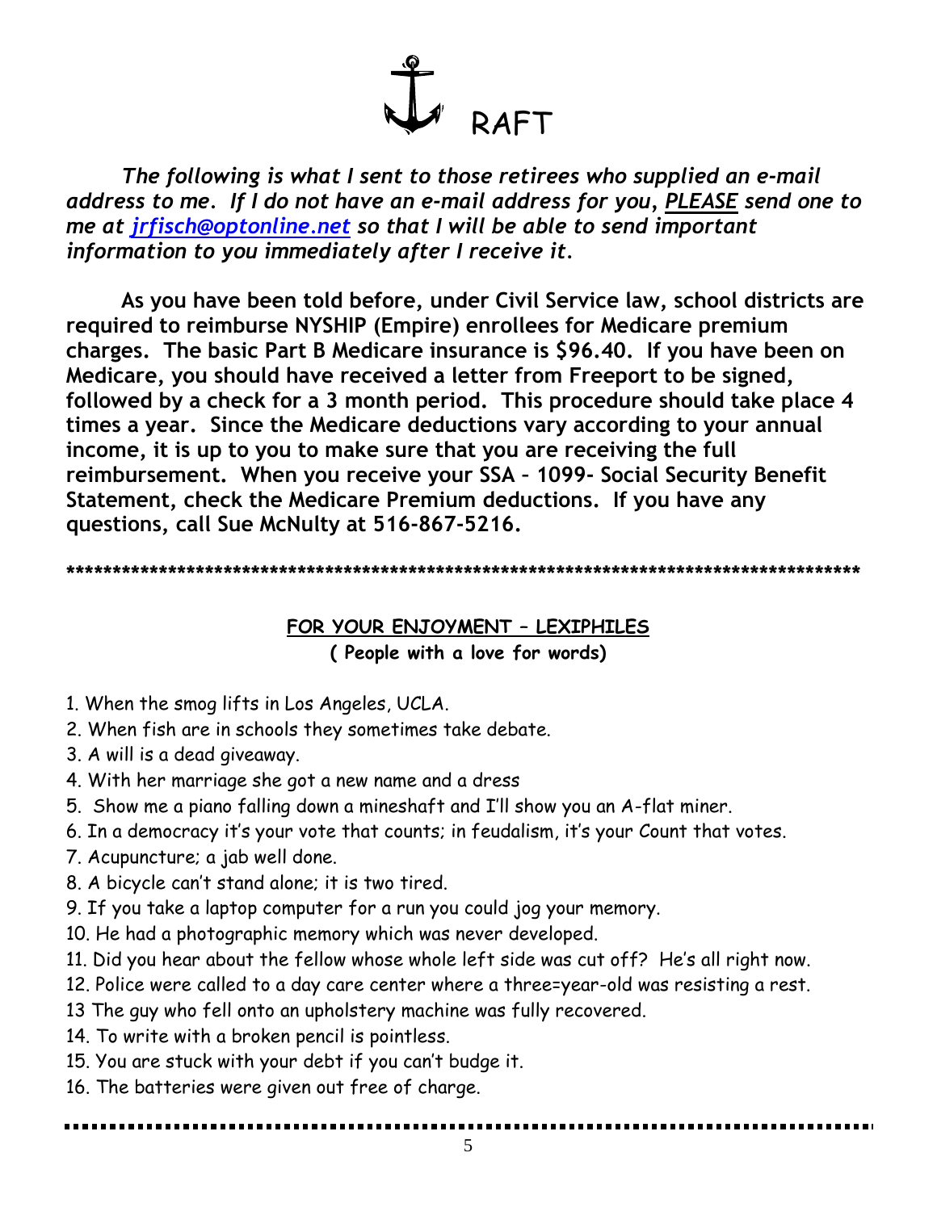# RAFT

*The following is what I sent to those retirees who supplied an e-mail address to me. If I do not have an e-mail address for you, **PLEASE** send one to me at jrfisch@optonline.net so that I will be able to send important information to you immediately after I receive it.*

**As you have been told before, under Civil Service law, school districts are required to reimburse NYSHIP (Empire) enrollees for Medicare premium charges. The basic Part B Medicare insurance is $96.40. If you have been on Medicare, you should have received a letter from Freeport to be signed, followed by a check for a 3 month period. This procedure should take place 4 times a year. Since the Medicare deductions vary according to your annual income, it is up to you to make sure that you are receiving the full reimbursement. When you receive your SSA – 1099- Social Security Benefit Statement, check the Medicare Premium deductions. If you have any questions, call Sue McNulty at 516-867-5216.**

*************************************************************************************

## FOR YOUR ENJOYMENT – LEXIPHILES

**( People with a love for words)**

1. When the smog lifts in Los Angeles, UCLA.
2. When fish are in schools they sometimes take debate.
3. A will is a dead giveaway.
4. With her marriage she got a new name and a dress
5. Show me a piano falling down a mineshaft and I'll show you an A-flat miner.
6. In a democracy it's your vote that counts; in feudalism, it's your Count that votes.
7. Acupuncture; a jab well done.
8. A bicycle can't stand alone; it is two tired.
9. If you take a laptop computer for a run you could jog your memory.
10. He had a photographic memory which was never developed.
11. Did you hear about the fellow whose whole left side was cut off? He's all right now.
12. Police were called to a day care center where a three=year-old was resisting a rest.
13. The guy who fell onto an upholstery machine was fully recovered.
14. To write with a broken pencil is pointless.
15. You are stuck with your debt if you can't budge it.
16. The batteries were given out free of charge.